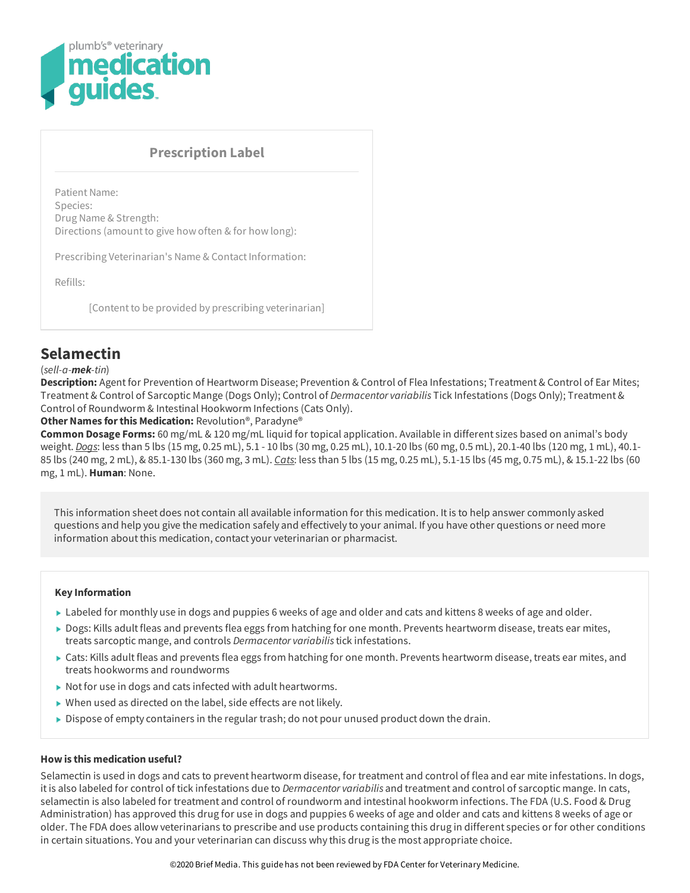plumb's® veterinary **medication guides**

## Prescription Label

Patient Name:
Species:
Drug Name & Strength:
Directions (amount to give how often & for how long):

Prescribing Veterinarian's Name & Contact Information:

Refills:

[Content to be provided by prescribing veterinarian]

# Selamectin

(*sell-a-**mek**-tin*)

**Description:** Agent for Prevention of Heartworm Disease; Prevention & Control of Flea Infestations; Treatment & Control of Ear Mites; Treatment & Control of Sarcoptic Mange (Dogs Only); Control of *Dermacentor variabilis* Tick Infestations (Dogs Only); Treatment & Control of Roundworm & Intestinal Hookworm Infections (Cats Only).

**Other Names for this Medication:** Revolution®, Paradyne®

**Common Dosage Forms:** 60 mg/mL & 120 mg/mL liquid for topical application. Available in different sizes based on animal's body weight. *Dogs*: less than 5 lbs (15 mg, 0.25 mL), 5.1 - 10 lbs (30 mg, 0.25 mL), 10.1-20 lbs (60 mg, 0.5 mL), 20.1-40 lbs (120 mg, 1 mL), 40.1-85 lbs (240 mg, 2 mL), & 85.1-130 lbs (360 mg, 3 mL). *Cats*: less than 5 lbs (15 mg, 0.25 mL), 5.1-15 lbs (45 mg, 0.75 mL), & 15.1-22 lbs (60 mg, 1 mL). **Human**: None.

This information sheet does not contain all available information for this medication. It is to help answer commonly asked questions and help you give the medication safely and effectively to your animal. If you have other questions or need more information about this medication, contact your veterinarian or pharmacist.

**Key Information**

- Labeled for monthly use in dogs and puppies 6 weeks of age and older and cats and kittens 8 weeks of age and older.
- Dogs: Kills adult fleas and prevents flea eggs from hatching for one month. Prevents heartworm disease, treats ear mites, treats sarcoptic mange, and controls *Dermacentor variabilis* tick infestations.
- Cats: Kills adult fleas and prevents flea eggs from hatching for one month. Prevents heartworm disease, treats ear mites, and treats hookworms and roundworms
- Not for use in dogs and cats infected with adult heartworms.
- When used as directed on the label, side effects are not likely.
- Dispose of empty containers in the regular trash; do not pour unused product down the drain.

### How is this medication useful?

Selamectin is used in dogs and cats to prevent heartworm disease, for treatment and control of flea and ear mite infestations. In dogs, it is also labeled for control of tick infestations due to *Dermacentor variabilis* and treatment and control of sarcoptic mange. In cats, selamectin is also labeled for treatment and control of roundworm and intestinal hookworm infections. The FDA (U.S. Food & Drug Administration) has approved this drug for use in dogs and puppies 6 weeks of age and older and cats and kittens 8 weeks of age or older. The FDA does allow veterinarians to prescribe and use products containing this drug in different species or for other conditions in certain situations. You and your veterinarian can discuss why this drug is the most appropriate choice.

©2020 Brief Media. This guide has not been reviewed by FDA Center for Veterinary Medicine.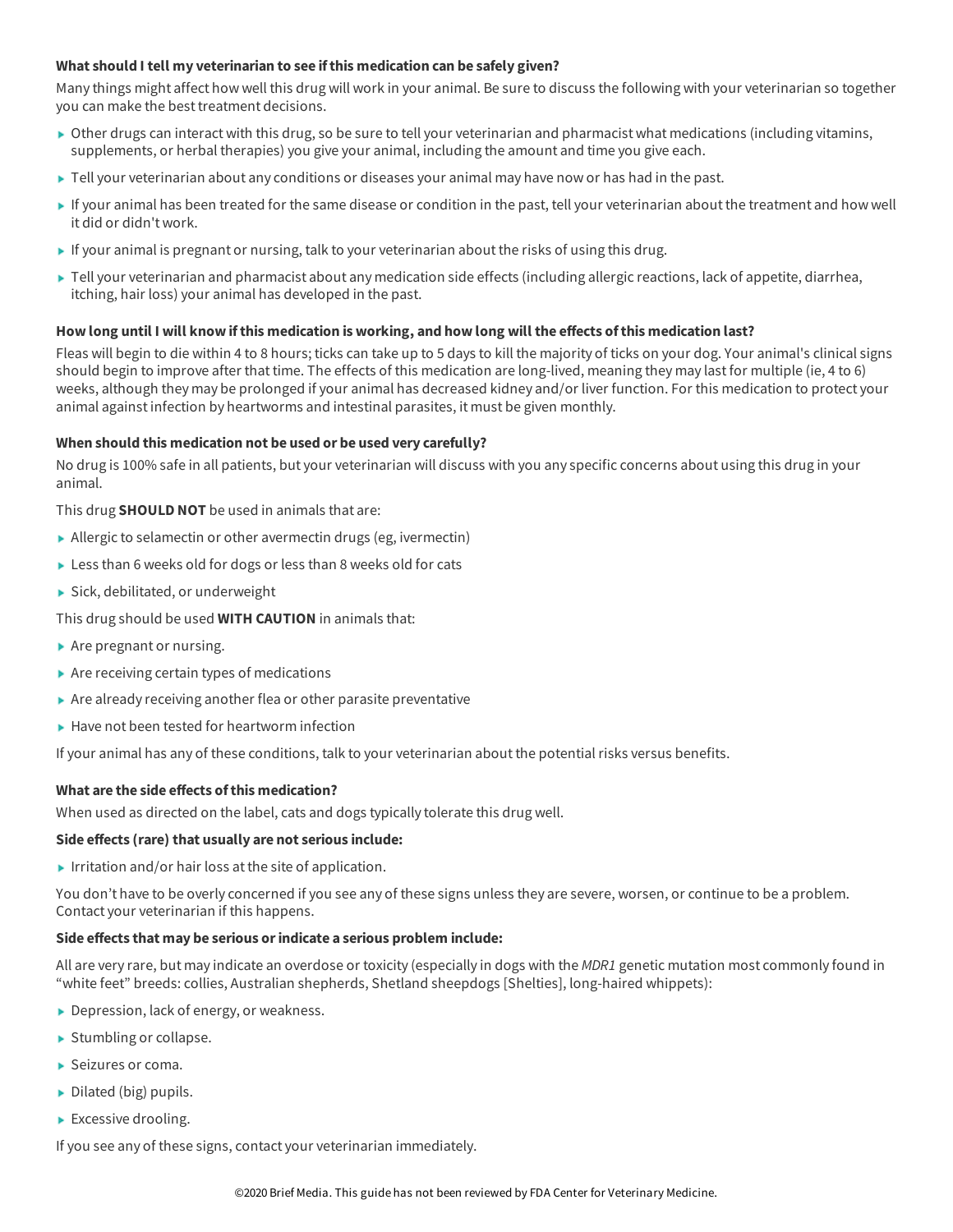### What should I tell my veterinarian to see if this medication can be safely given?

Many things might affect how well this drug will work in your animal. Be sure to discuss the following with your veterinarian so together you can make the best treatment decisions.

- Other drugs can interact with this drug, so be sure to tell your veterinarian and pharmacist what medications (including vitamins, supplements, or herbal therapies) you give your animal, including the amount and time you give each.
- Tell your veterinarian about any conditions or diseases your animal may have now or has had in the past.
- If your animal has been treated for the same disease or condition in the past, tell your veterinarian about the treatment and how well it did or didn't work.
- If your animal is pregnant or nursing, talk to your veterinarian about the risks of using this drug.
- Tell your veterinarian and pharmacist about any medication side effects (including allergic reactions, lack of appetite, diarrhea, itching, hair loss) your animal has developed in the past.

### How long until I will know if this medication is working, and how long will the effects of this medication last?

Fleas will begin to die within 4 to 8 hours; ticks can take up to 5 days to kill the majority of ticks on your dog. Your animal's clinical signs should begin to improve after that time. The effects of this medication are long-lived, meaning they may last for multiple (ie, 4 to 6) weeks, although they may be prolonged if your animal has decreased kidney and/or liver function. For this medication to protect your animal against infection by heartworms and intestinal parasites, it must be given monthly.

### When should this medication not be used or be used very carefully?

No drug is 100% safe in all patients, but your veterinarian will discuss with you any specific concerns about using this drug in your animal.

This drug **SHOULD NOT** be used in animals that are:

- Allergic to selamectin or other avermectin drugs (eg, ivermectin)
- Less than 6 weeks old for dogs or less than 8 weeks old for cats
- Sick, debilitated, or underweight

This drug should be used **WITH CAUTION** in animals that:

- Are pregnant or nursing.
- Are receiving certain types of medications
- Are already receiving another flea or other parasite preventative
- Have not been tested for heartworm infection

If your animal has any of these conditions, talk to your veterinarian about the potential risks versus benefits.

### What are the side effects of this medication?

When used as directed on the label, cats and dogs typically tolerate this drug well.

**Side effects (rare) that usually are not serious include:**

- Irritation and/or hair loss at the site of application.

You don't have to be overly concerned if you see any of these signs unless they are severe, worsen, or continue to be a problem. Contact your veterinarian if this happens.

**Side effects that may be serious or indicate a serious problem include:**

All are very rare, but may indicate an overdose or toxicity (especially in dogs with the *MDR1* genetic mutation most commonly found in "white feet" breeds: collies, Australian shepherds, Shetland sheepdogs [Shelties], long-haired whippets):

- Depression, lack of energy, or weakness.
- Stumbling or collapse.
- Seizures or coma.
- Dilated (big) pupils.
- Excessive drooling.

If you see any of these signs, contact your veterinarian immediately.

©2020 Brief Media. This guide has not been reviewed by FDA Center for Veterinary Medicine.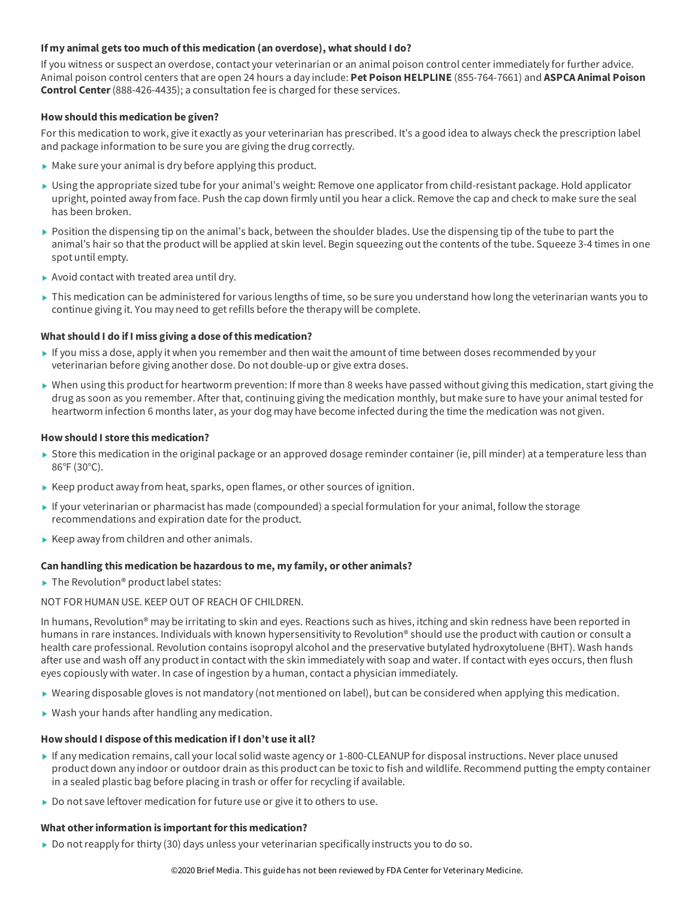### If my animal gets too much of this medication (an overdose), what should I do?

If you witness or suspect an overdose, contact your veterinarian or an animal poison control center immediately for further advice. Animal poison control centers that are open 24 hours a day include: **Pet Poison HELPLINE** (855-764-7661) and **ASPCA Animal Poison Control Center** (888-426-4435); a consultation fee is charged for these services.

### How should this medication be given?

For this medication to work, give it exactly as your veterinarian has prescribed. It's a good idea to always check the prescription label and package information to be sure you are giving the drug correctly.

- Make sure your animal is dry before applying this product.
- Using the appropriate sized tube for your animal's weight: Remove one applicator from child-resistant package. Hold applicator upright, pointed away from face. Push the cap down firmly until you hear a click. Remove the cap and check to make sure the seal has been broken.
- Position the dispensing tip on the animal's back, between the shoulder blades. Use the dispensing tip of the tube to part the animal's hair so that the product will be applied at skin level. Begin squeezing out the contents of the tube. Squeeze 3-4 times in one spot until empty.
- Avoid contact with treated area until dry.
- This medication can be administered for various lengths of time, so be sure you understand how long the veterinarian wants you to continue giving it. You may need to get refills before the therapy will be complete.

### What should I do if I miss giving a dose of this medication?

- If you miss a dose, apply it when you remember and then wait the amount of time between doses recommended by your veterinarian before giving another dose. Do not double-up or give extra doses.
- When using this product for heartworm prevention: If more than 8 weeks have passed without giving this medication, start giving the drug as soon as you remember. After that, continuing giving the medication monthly, but make sure to have your animal tested for heartworm infection 6 months later, as your dog may have become infected during the time the medication was not given.

### How should I store this medication?

- Store this medication in the original package or an approved dosage reminder container (ie, pill minder) at a temperature less than 86°F (30°C).
- Keep product away from heat, sparks, open flames, or other sources of ignition.
- If your veterinarian or pharmacist has made (compounded) a special formulation for your animal, follow the storage recommendations and expiration date for the product.
- Keep away from children and other animals.

### Can handling this medication be hazardous to me, my family, or other animals?

- The Revolution® product label states:

NOT FOR HUMAN USE. KEEP OUT OF REACH OF CHILDREN.

In humans, Revolution® may be irritating to skin and eyes. Reactions such as hives, itching and skin redness have been reported in humans in rare instances. Individuals with known hypersensitivity to Revolution® should use the product with caution or consult a health care professional. Revolution contains isopropyl alcohol and the preservative butylated hydroxytoluene (BHT). Wash hands after use and wash off any product in contact with the skin immediately with soap and water. If contact with eyes occurs, then flush eyes copiously with water. In case of ingestion by a human, contact a physician immediately.

- Wearing disposable gloves is not mandatory (not mentioned on label), but can be considered when applying this medication.
- Wash your hands after handling any medication.

### How should I dispose of this medication if I don't use it all?

- If any medication remains, call your local solid waste agency or 1-800-CLEANUP for disposal instructions. Never place unused product down any indoor or outdoor drain as this product can be toxic to fish and wildlife. Recommend putting the empty container in a sealed plastic bag before placing in trash or offer for recycling if available.
- Do not save leftover medication for future use or give it to others to use.

### What other information is important for this medication?

- Do not reapply for thirty (30) days unless your veterinarian specifically instructs you to do so.

©2020 Brief Media. This guide has not been reviewed by FDA Center for Veterinary Medicine.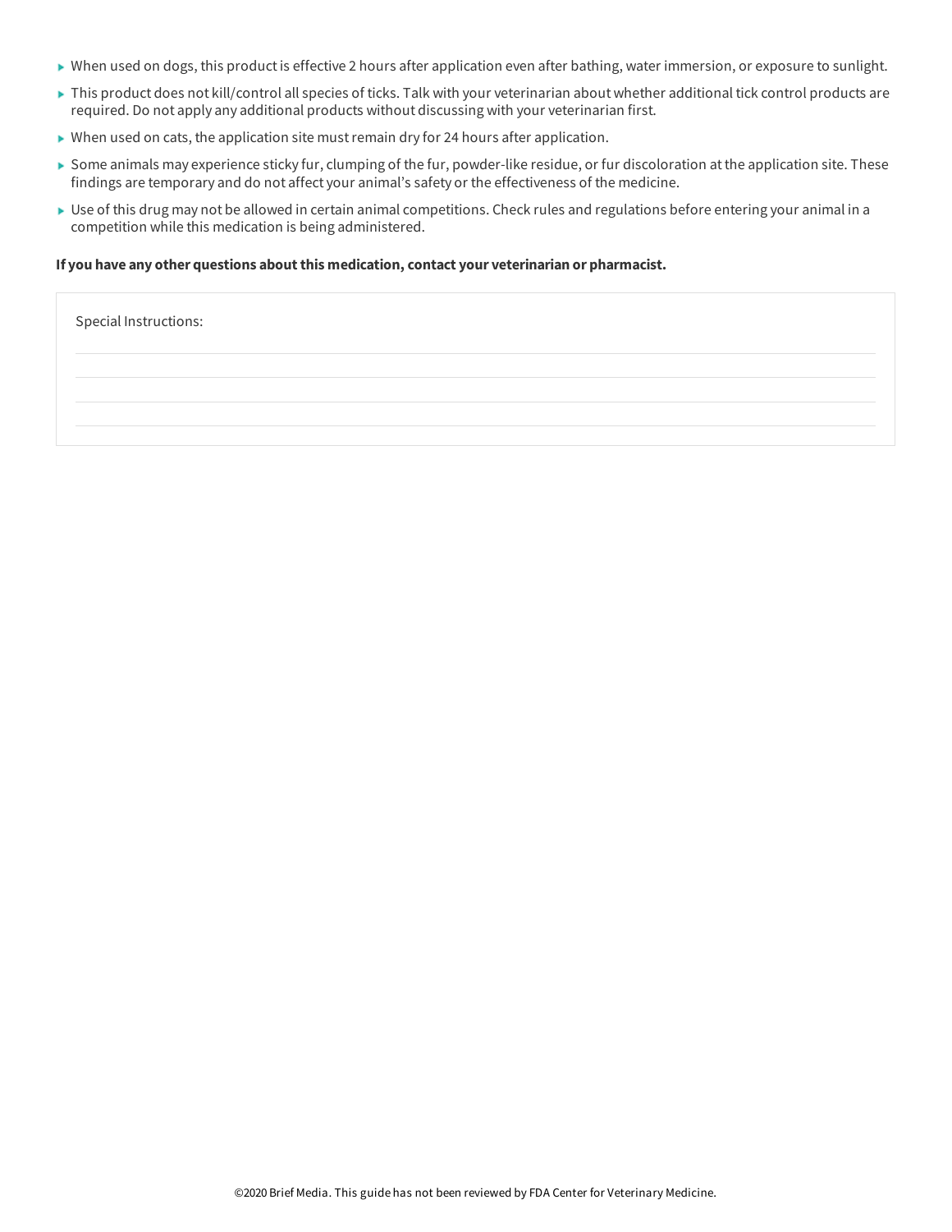- When used on dogs, this product is effective 2 hours after application even after bathing, water immersion, or exposure to sunlight.
- This product does not kill/control all species of ticks. Talk with your veterinarian about whether additional tick control products are required. Do not apply any additional products without discussing with your veterinarian first.
- When used on cats, the application site must remain dry for 24 hours after application.
- Some animals may experience sticky fur, clumping of the fur, powder-like residue, or fur discoloration at the application site. These findings are temporary and do not affect your animal's safety or the effectiveness of the medicine.
- Use of this drug may not be allowed in certain animal competitions. Check rules and regulations before entering your animal in a competition while this medication is being administered.

**If you have any other questions about this medication, contact your veterinarian or pharmacist.**

Special Instructions:

©2020 Brief Media. This guide has not been reviewed by FDA Center for Veterinary Medicine.